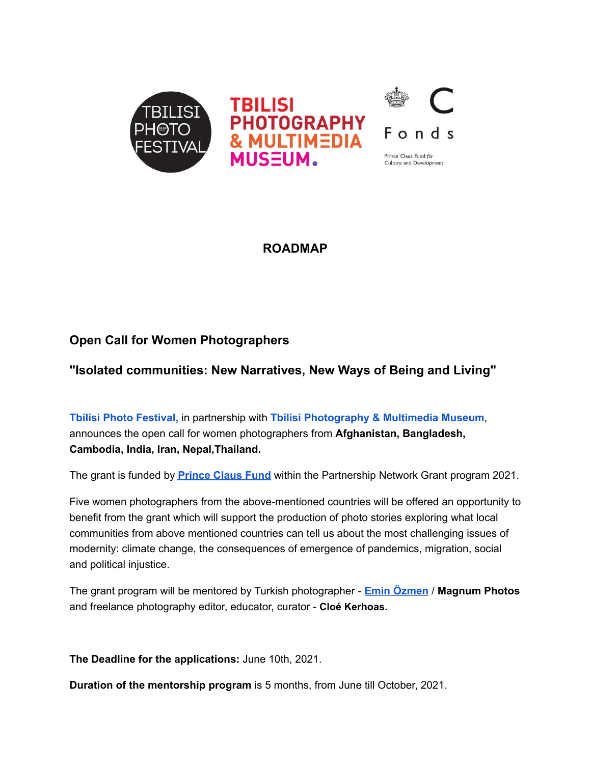# ROADMAP

## Open Call for Women Photographers

## "Isolated communities: New Narratives, New Ways of Being and Living"

**Tbilisi Photo Festival,** in partnership with **Tbilisi Photography & Multimedia Museum**, announces the open call for women photographers from **Afghanistan, Bangladesh, Cambodia, India, Iran, Nepal,Thailand.**

The grant is funded by **Prince Claus Fund** within the Partnership Network Grant program 2021.

Five women photographers from the above-mentioned countries will be offered an opportunity to benefit from the grant which will support the production of photo stories exploring what local communities from above mentioned countries can tell us about the most challenging issues of modernity: climate change, the consequences of emergence of pandemics, migration, social and political injustice.

The grant program will be mentored by Turkish photographer - **Emin Özmen** / **Magnum Photos** and freelance photography editor, educator, curator - **Cloé Kerhoas.**

**The Deadline for the applications:** June 10th, 2021.

**Duration of the mentorship program** is 5 months, from June till October, 2021.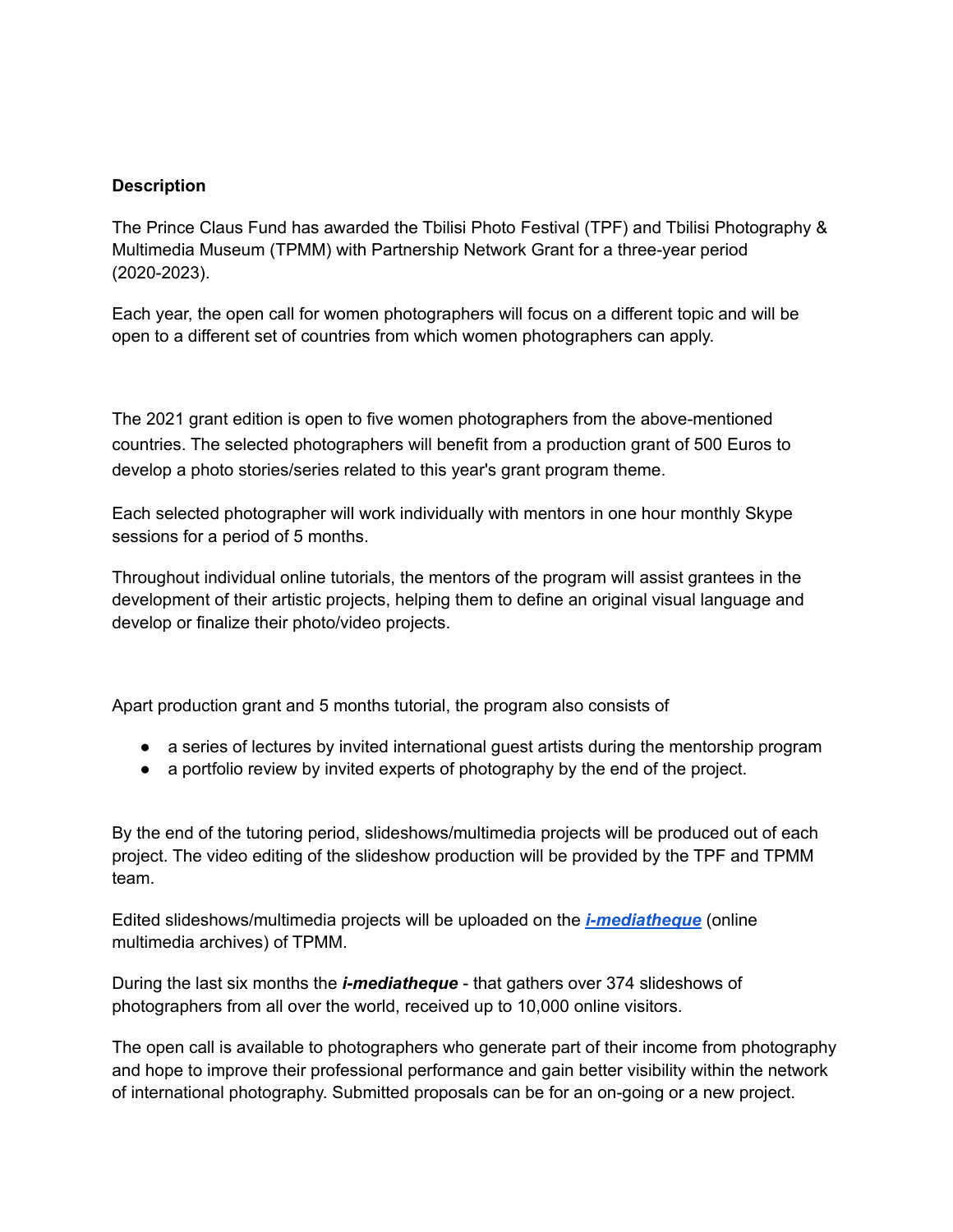**Description**

The Prince Claus Fund has awarded the Tbilisi Photo Festival (TPF) and Tbilisi Photography & Multimedia Museum (TPMM) with Partnership Network Grant for a three-year period (2020-2023).

Each year, the open call for women photographers will focus on a different topic and will be open to a different set of countries from which women photographers can apply.

The 2021 grant edition is open to five women photographers from the above-mentioned countries. The selected photographers will benefit from a production grant of 500 Euros to develop a photo stories/series related to this year's grant program theme.

Each selected photographer will work individually with mentors in one hour monthly Skype sessions for a period of 5 months.

Throughout individual online tutorials, the mentors of the program will assist grantees in the development of their artistic projects, helping them to define an original visual language and develop or finalize their photo/video projects.

Apart production grant and 5 months tutorial, the program also consists of

- a series of lectures by invited international guest artists during the mentorship program
- a portfolio review by invited experts of photography by the end of the project.

By the end of the tutoring period, slideshows/multimedia projects will be produced out of each project. The video editing of the slideshow production will be provided by the TPF and TPMM team.

Edited slideshows/multimedia projects will be uploaded on the ***i-mediatheque*** (online multimedia archives) of TPMM.

During the last six months the ***i-mediatheque*** - that gathers over 374 slideshows of photographers from all over the world, received up to 10,000 online visitors.

The open call is available to photographers who generate part of their income from photography and hope to improve their professional performance and gain better visibility within the network of international photography. Submitted proposals can be for an on-going or a new project.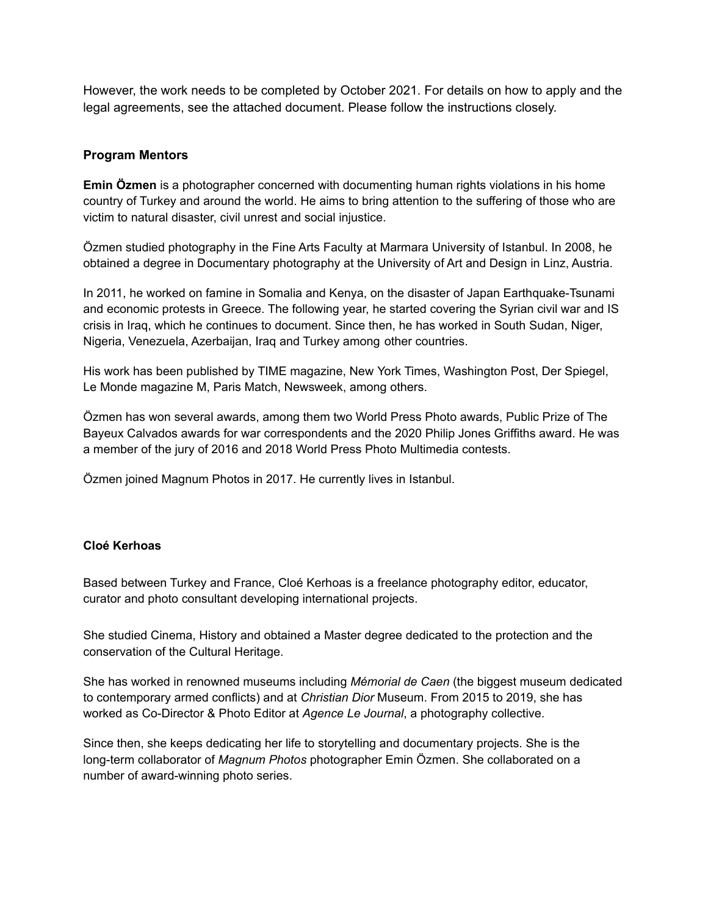However, the work needs to be completed by October 2021. For details on how to apply and the legal agreements, see the attached document. Please follow the instructions closely.

### Program Mentors

**Emin Özmen** is a photographer concerned with documenting human rights violations in his home country of Turkey and around the world. He aims to bring attention to the suffering of those who are victim to natural disaster, civil unrest and social injustice.

Özmen studied photography in the Fine Arts Faculty at Marmara University of Istanbul. In 2008, he obtained a degree in Documentary photography at the University of Art and Design in Linz, Austria.

In 2011, he worked on famine in Somalia and Kenya, on the disaster of Japan Earthquake-Tsunami and economic protests in Greece. The following year, he started covering the Syrian civil war and IS crisis in Iraq, which he continues to document. Since then, he has worked in South Sudan, Niger, Nigeria, Venezuela, Azerbaijan, Iraq and Turkey among other countries.

His work has been published by TIME magazine, New York Times, Washington Post, Der Spiegel, Le Monde magazine M, Paris Match, Newsweek, among others.

Özmen has won several awards, among them two World Press Photo awards, Public Prize of The Bayeux Calvados awards for war correspondents and the 2020 Philip Jones Griffiths award. He was a member of the jury of 2016 and 2018 World Press Photo Multimedia contests.

Özmen joined Magnum Photos in 2017. He currently lives in Istanbul.

**Cloé Kerhoas**

Based between Turkey and France, Cloé Kerhoas is a freelance photography editor, educator, curator and photo consultant developing international projects.

She studied Cinema, History and obtained a Master degree dedicated to the protection and the conservation of the Cultural Heritage.

She has worked in renowned museums including *Mémorial de Caen* (the biggest museum dedicated to contemporary armed conflicts) and at *Christian Dior* Museum. From 2015 to 2019, she has worked as Co-Director & Photo Editor at *Agence Le Journal*, a photography collective.

Since then, she keeps dedicating her life to storytelling and documentary projects. She is the long-term collaborator of *Magnum Photos* photographer Emin Özmen. She collaborated on a number of award-winning photo series.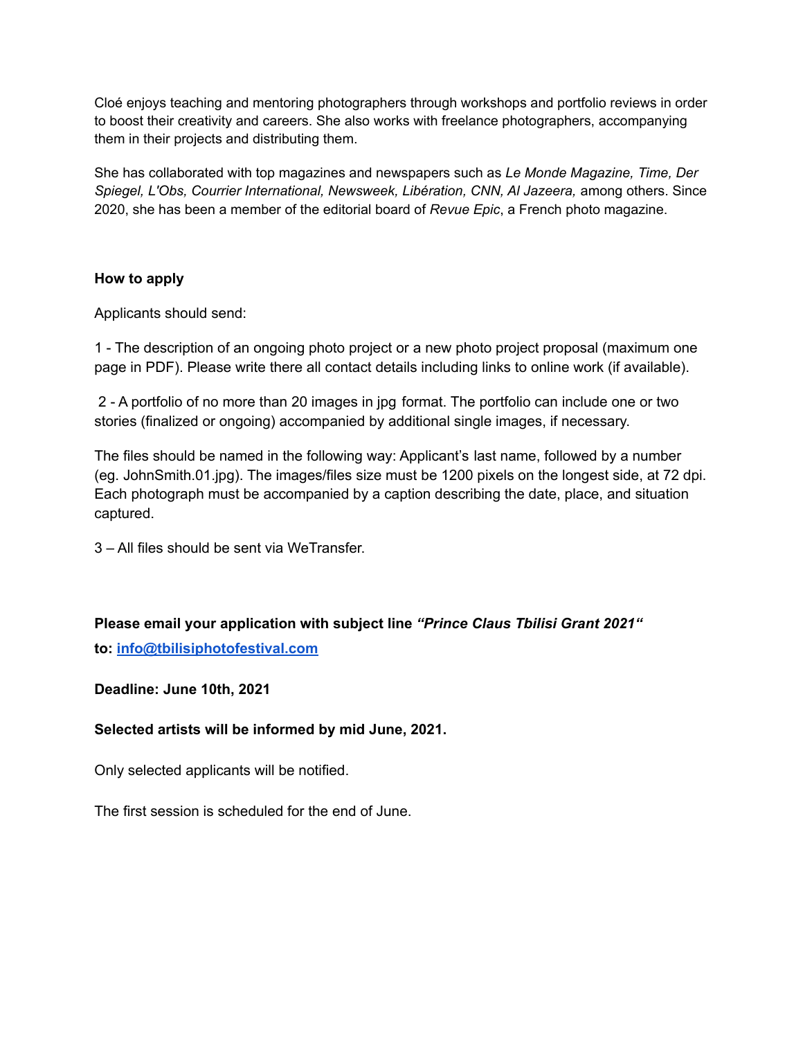Cloé enjoys teaching and mentoring photographers through workshops and portfolio reviews in order to boost their creativity and careers. She also works with freelance photographers, accompanying them in their projects and distributing them.

She has collaborated with top magazines and newspapers such as *Le Monde Magazine, Time, Der Spiegel, L'Obs, Courrier International, Newsweek, Libération, CNN, Al Jazeera,* among others. Since 2020, she has been a member of the editorial board of *Revue Epic*, a French photo magazine.

**How to apply**

Applicants should send:

1 - The description of an ongoing photo project or a new photo project proposal (maximum one page in PDF). Please write there all contact details including links to online work (if available).

2 - A portfolio of no more than 20 images in jpg format. The portfolio can include one or two stories (finalized or ongoing) accompanied by additional single images, if necessary.

The files should be named in the following way: Applicant's last name, followed by a number (eg. JohnSmith.01.jpg). The images/files size must be 1200 pixels on the longest side, at 72 dpi. Each photograph must be accompanied by a caption describing the date, place, and situation captured.

3 – All files should be sent via WeTransfer.

**Please email your application with subject line *"Prince Claus Tbilisi Grant 2021"***

**to: [info@tbilisiphotofestival.com](mailto:info@tbilisiphotofestival.com)**

**Deadline: June 10th, 2021**

**Selected artists will be informed by mid June, 2021.**

Only selected applicants will be notified.

The first session is scheduled for the end of June.